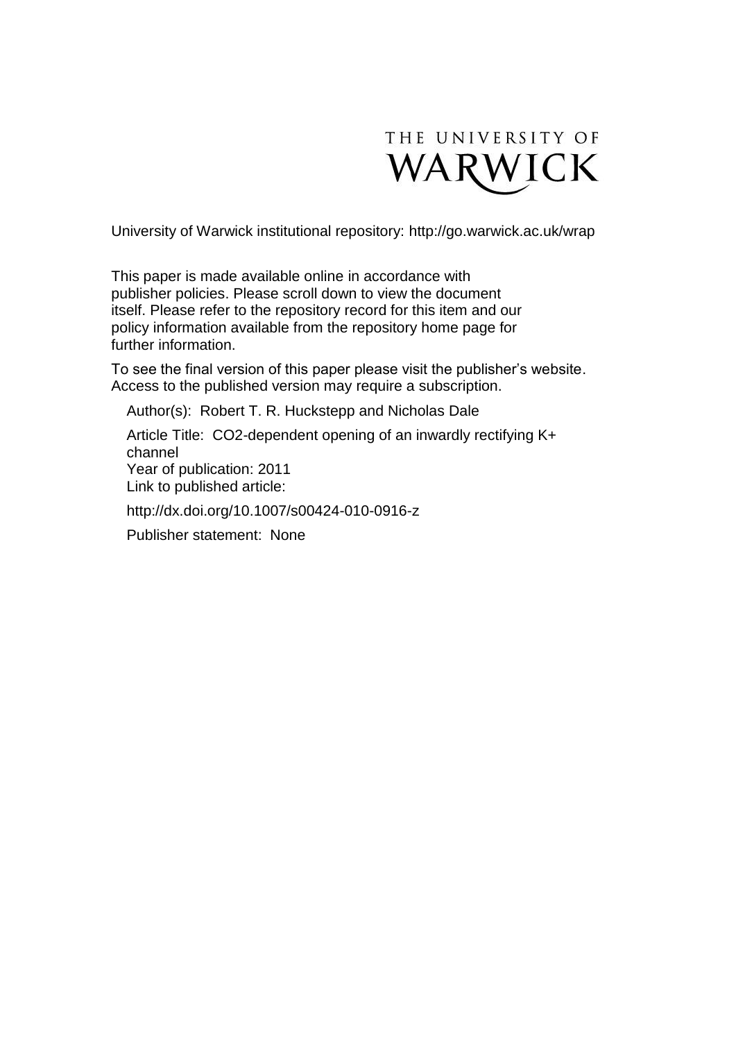THE UNIVERSITY OF WARWICK

University of Warwick institutional repository: http://go.warwick.ac.uk/wrap

This paper is made available online in accordance with publisher policies. Please scroll down to view the document itself. Please refer to the repository record for this item and our policy information available from the repository home page for further information.

To see the final version of this paper please visit the publisher's website. Access to the published version may require a subscription.

Author(s): Robert T. R. Huckstepp and Nicholas Dale

Article Title: CO2-dependent opening of an inwardly rectifying K+ channel

Year of publication: 2011

Link to published article:

http://dx.doi.org/10.1007/s00424-010-0916-z

Publisher statement: None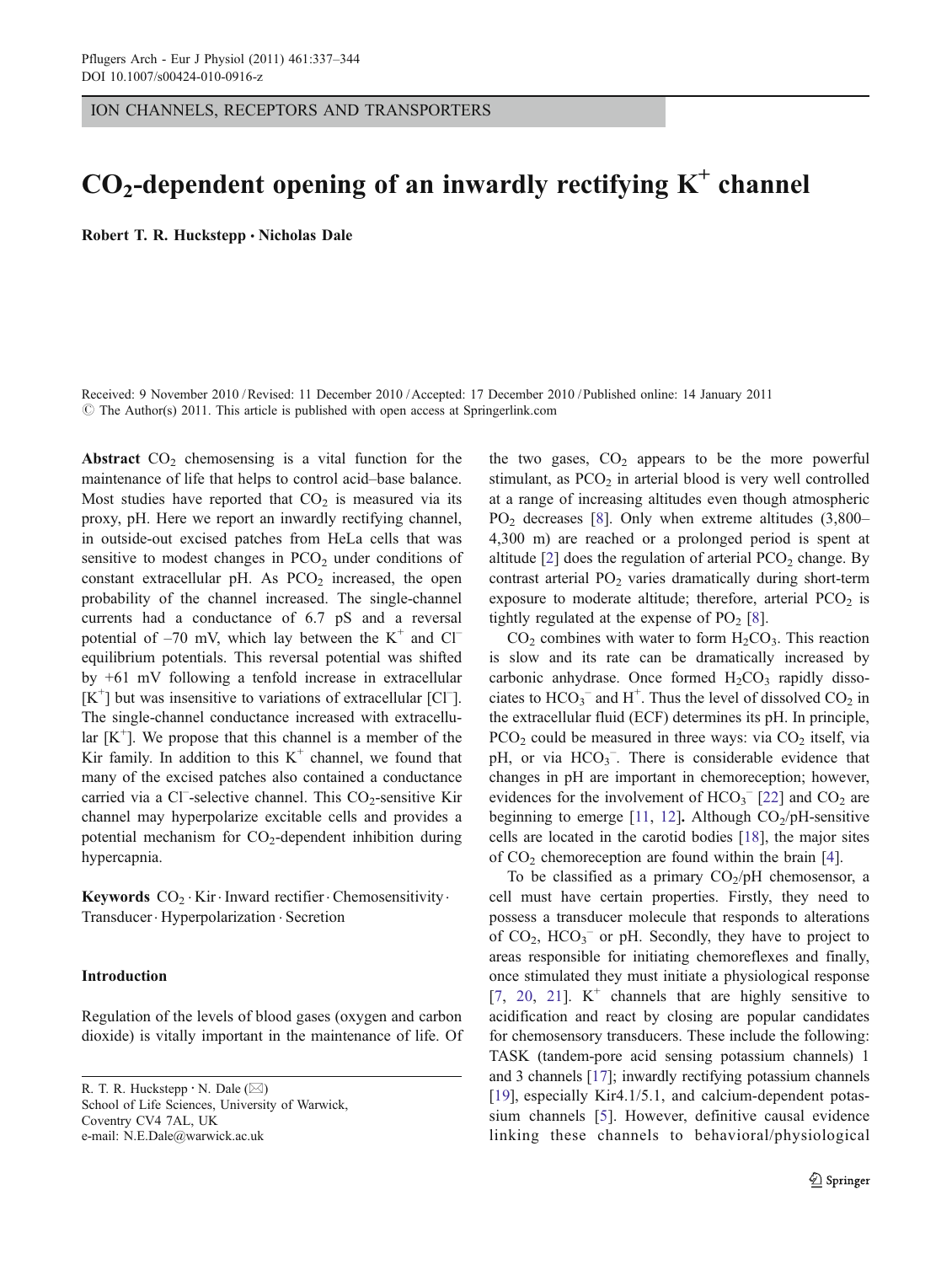ION CHANNELS, RECEPTORS AND TRANSPORTERS

# $CO_2$-dependent opening of an inwardly rectifying $K^+$ channel

**Robert T. R. Huckstepp · Nicholas Dale**

Received: 9 November 2010 / Revised: 11 December 2010 / Accepted: 17 December 2010 / Published online: 14 January 2011
© The Author(s) 2011. This article is published with open access at Springerlink.com

**Abstract** $CO_2$ chemosensing is a vital function for the maintenance of life that helps to control acid–base balance. Most studies have reported that $CO_2$ is measured via its proxy, pH. Here we report an inwardly rectifying channel, in outside-out excised patches from HeLa cells that was sensitive to modest changes in $PCO_2$ under conditions of constant extracellular pH. As $PCO_2$ increased, the open probability of the channel increased. The single-channel currents had a conductance of 6.7 pS and a reversal potential of –70 mV, which lay between the $K^+$ and $Cl^-$ equilibrium potentials. This reversal potential was shifted by +61 mV following a tenfold increase in extracellular $[K^+]$ but was insensitive to variations of extracellular $[Cl^-]$. The single-channel conductance increased with extracellular $[K^+]$. We propose that this channel is a member of the Kir family. In addition to this $K^+$ channel, we found that many of the excised patches also contained a conductance carried via a $Cl^-$-selective channel. This $CO_2$-sensitive Kir channel may hyperpolarize excitable cells and provides a potential mechanism for $CO_2$-dependent inhibition during hypercapnia.

**Keywords** $CO_2$ · Kir · Inward rectifier · Chemosensitivity · Transducer · Hyperpolarization · Secretion

R. T. R. Huckstepp · N. Dale (✉)
School of Life Sciences, University of Warwick,
Coventry CV4 7AL, UK
e-mail: N.E.Dale@warwick.ac.uk

## Introduction

Regulation of the levels of blood gases (oxygen and carbon dioxide) is vitally important in the maintenance of life. Of the two gases, $CO_2$ appears to be the more powerful stimulant, as $PCO_2$ in arterial blood is very well controlled at a range of increasing altitudes even though atmospheric $PO_2$ decreases [8]. Only when extreme altitudes (3,800–4,300 m) are reached or a prolonged period is spent at altitude [2] does the regulation of arterial $PCO_2$ change. By contrast arterial $PO_2$ varies dramatically during short-term exposure to moderate altitude; therefore, arterial $PCO_2$ is tightly regulated at the expense of $PO_2$ [8].

$CO_2$ combines with water to form $H_2CO_3$. This reaction is slow and its rate can be dramatically increased by carbonic anhydrase. Once formed $H_2CO_3$ rapidly dissociates to $HCO_3^-$ and $H^+$. Thus the level of dissolved $CO_2$ in the extracellular fluid (ECF) determines its pH. In principle, $PCO_2$ could be measured in three ways: via $CO_2$ itself, via pH, or via $HCO_3^-$. There is considerable evidence that changes in pH are important in chemoreception; however, evidences for the involvement of $HCO_3^-$ [22] and $CO_2$ are beginning to emerge [11, 12]. Although $CO_2$/pH-sensitive cells are located in the carotid bodies [18], the major sites of $CO_2$ chemoreception are found within the brain [4].

To be classified as a primary $CO_2$/pH chemosensor, a cell must have certain properties. Firstly, they need to possess a transducer molecule that responds to alterations of $CO_2$, $HCO_3^-$ or pH. Secondly, they have to project to areas responsible for initiating chemoreflexes and finally, once stimulated they must initiate a physiological response [7, 20, 21]. $K^+$ channels that are highly sensitive to acidification and react by closing are popular candidates for chemosensory transducers. These include the following: TASK (tandem-pore acid sensing potassium channels) 1 and 3 channels [17]; inwardly rectifying potassium channels [19], especially Kir4.1/5.1, and calcium-dependent potassium channels [5]. However, definitive causal evidence linking these channels to behavioral/physiological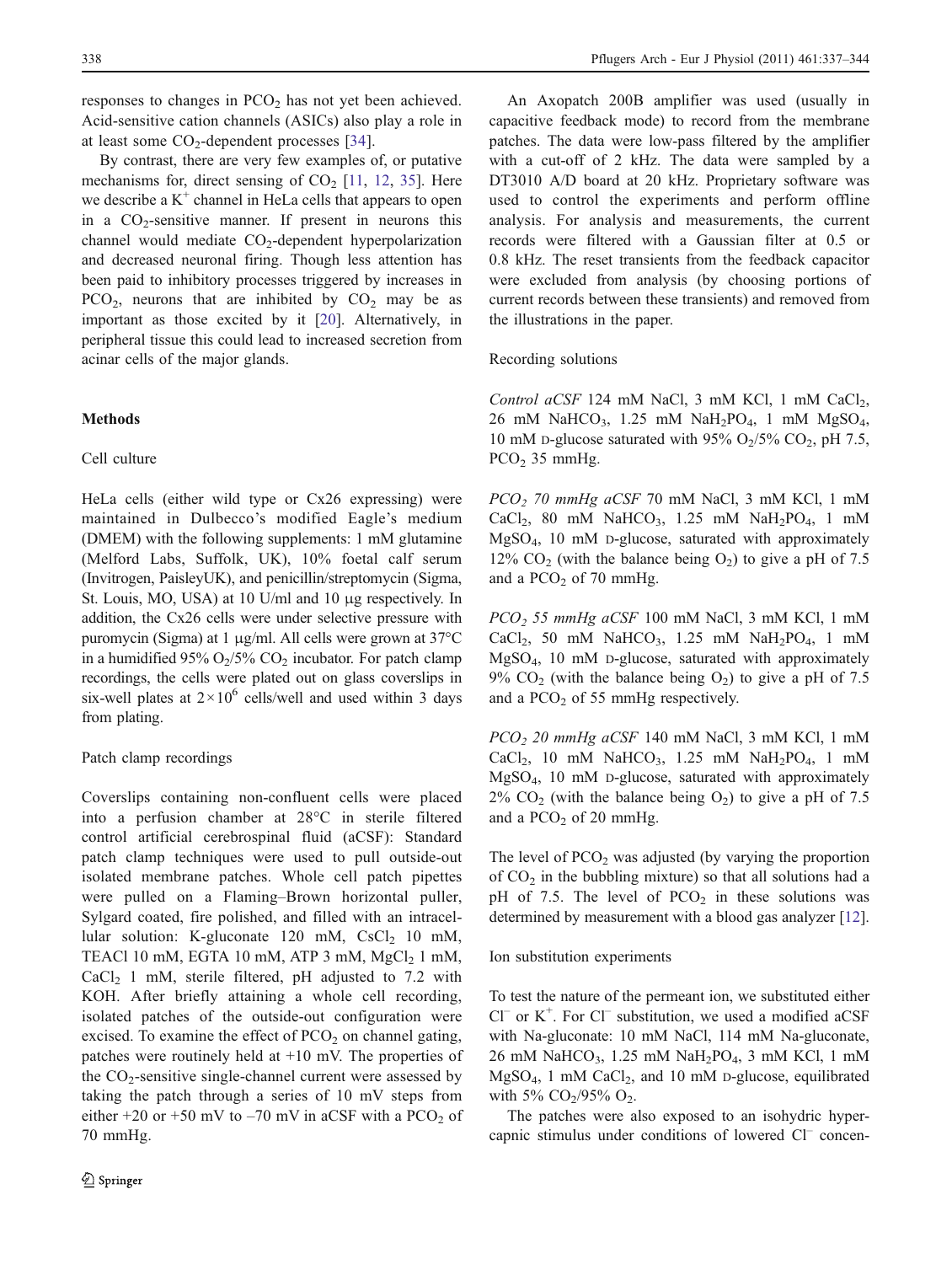responses to changes in $PCO_2$ has not yet been achieved. Acid-sensitive cation channels (ASICs) also play a role in at least some $CO_2$-dependent processes [34].

By contrast, there are very few examples of, or putative mechanisms for, direct sensing of $CO_2$ [11, 12, 35]. Here we describe a $K^+$ channel in HeLa cells that appears to open in a $CO_2$-sensitive manner. If present in neurons this channel would mediate $CO_2$-dependent hyperpolarization and decreased neuronal firing. Though less attention has been paid to inhibitory processes triggered by increases in $PCO_2$, neurons that are inhibited by $CO_2$ may be as important as those excited by it [20]. Alternatively, in peripheral tissue this could lead to increased secretion from acinar cells of the major glands.

## Methods

### Cell culture

HeLa cells (either wild type or Cx26 expressing) were maintained in Dulbecco's modified Eagle's medium (DMEM) with the following supplements: 1 mM glutamine (Melford Labs, Suffolk, UK), 10% foetal calf serum (Invitrogen, PaisleyUK), and penicillin/streptomycin (Sigma, St. Louis, MO, USA) at 10 U/ml and 10 μg respectively. In addition, the Cx26 cells were under selective pressure with puromycin (Sigma) at 1 μg/ml. All cells were grown at 37°C in a humidified 95% $O_2$/5% $CO_2$ incubator. For patch clamp recordings, the cells were plated out on glass coverslips in six-well plates at $2\times10^6$ cells/well and used within 3 days from plating.

### Patch clamp recordings

Coverslips containing non-confluent cells were placed into a perfusion chamber at 28°C in sterile filtered control artificial cerebrospinal fluid (aCSF): Standard patch clamp techniques were used to pull outside-out isolated membrane patches. Whole cell patch pipettes were pulled on a Flaming–Brown horizontal puller, Sylgard coated, fire polished, and filled with an intracellular solution: K-gluconate 120 mM, $CsCl_2$ 10 mM, TEACl 10 mM, EGTA 10 mM, ATP 3 mM, $MgCl_2$ 1 mM, $CaCl_2$ 1 mM, sterile filtered, pH adjusted to 7.2 with KOH. After briefly attaining a whole cell recording, isolated patches of the outside-out configuration were excised. To examine the effect of $PCO_2$ on channel gating, patches were routinely held at +10 mV. The properties of the $CO_2$-sensitive single-channel current were assessed by taking the patch through a series of 10 mV steps from either +20 or +50 mV to –70 mV in aCSF with a $PCO_2$ of 70 mmHg.

An Axopatch 200B amplifier was used (usually in capacitive feedback mode) to record from the membrane patches. The data were low-pass filtered by the amplifier with a cut-off of 2 kHz. The data were sampled by a DT3010 A/D board at 20 kHz. Proprietary software was used to control the experiments and perform offline analysis. For analysis and measurements, the current records were filtered with a Gaussian filter at 0.5 or 0.8 kHz. The reset transients from the feedback capacitor were excluded from analysis (by choosing portions of current records between these transients) and removed from the illustrations in the paper.

### Recording solutions

*Control aCSF* 124 mM NaCl, 3 mM KCl, 1 mM $CaCl_2$, 26 mM $NaHCO_3$, 1.25 mM $NaH_2PO_4$, 1 mM $MgSO_4$, 10 mM D-glucose saturated with 95% $O_2$/5% $CO_2$, pH 7.5, $PCO_2$ 35 mmHg.

*$PCO_2$ 70 mmHg aCSF* 70 mM NaCl, 3 mM KCl, 1 mM $CaCl_2$, 80 mM $NaHCO_3$, 1.25 mM $NaH_2PO_4$, 1 mM $MgSO_4$, 10 mM D-glucose, saturated with approximately 12% $CO_2$ (with the balance being $O_2$) to give a pH of 7.5 and a $PCO_2$ of 70 mmHg.

*$PCO_2$ 55 mmHg aCSF* 100 mM NaCl, 3 mM KCl, 1 mM $CaCl_2$, 50 mM $NaHCO_3$, 1.25 mM $NaH_2PO_4$, 1 mM $MgSO_4$, 10 mM D-glucose, saturated with approximately 9% $CO_2$ (with the balance being $O_2$) to give a pH of 7.5 and a $PCO_2$ of 55 mmHg respectively.

*$PCO_2$ 20 mmHg aCSF* 140 mM NaCl, 3 mM KCl, 1 mM $CaCl_2$, 10 mM $NaHCO_3$, 1.25 mM $NaH_2PO_4$, 1 mM $MgSO_4$, 10 mM D-glucose, saturated with approximately 2% $CO_2$ (with the balance being $O_2$) to give a pH of 7.5 and a $PCO_2$ of 20 mmHg.

The level of $PCO_2$ was adjusted (by varying the proportion of $CO_2$ in the bubbling mixture) so that all solutions had a pH of 7.5. The level of $PCO_2$ in these solutions was determined by measurement with a blood gas analyzer [12].

### Ion substitution experiments

To test the nature of the permeant ion, we substituted either $Cl^-$ or $K^+$. For $Cl^-$ substitution, we used a modified aCSF with Na-gluconate: 10 mM NaCl, 114 mM Na-gluconate, 26 mM $NaHCO_3$, 1.25 mM $NaH_2PO_4$, 3 mM KCl, 1 mM $MgSO_4$, 1 mM $CaCl_2$, and 10 mM D-glucose, equilibrated with 5% $CO_2$/95% $O_2$.

The patches were also exposed to an isohydric hypercapnic stimulus under conditions of lowered $Cl^-$ concen-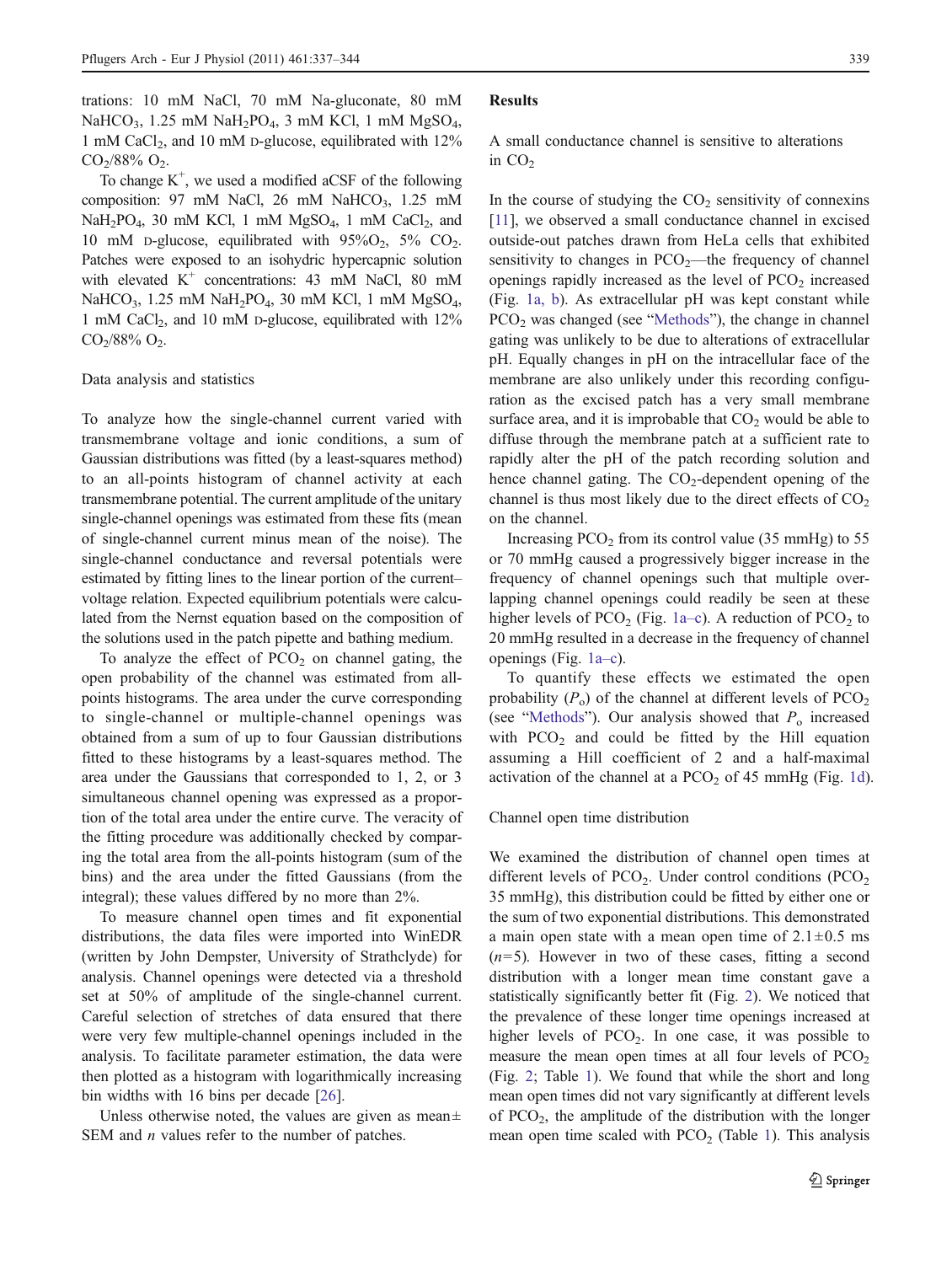trations: 10 mM NaCl, 70 mM Na-gluconate, 80 mM $NaHCO_3$, 1.25 mM $NaH_2PO_4$, 3 mM KCl, 1 mM $MgSO_4$, 1 mM $CaCl_2$, and 10 mM D-glucose, equilibrated with 12% $CO_2$/88% $O_2$.

To change $K^+$, we used a modified aCSF of the following composition: 97 mM NaCl, 26 mM $NaHCO_3$, 1.25 mM $NaH_2PO_4$, 30 mM KCl, 1 mM $MgSO_4$, 1 mM $CaCl_2$, and 10 mM D-glucose, equilibrated with 95%$O_2$, 5% $CO_2$. Patches were exposed to an isohydric hypercapnic solution with elevated $K^+$ concentrations: 43 mM NaCl, 80 mM $NaHCO_3$, 1.25 mM $NaH_2PO_4$, 30 mM KCl, 1 mM $MgSO_4$, 1 mM $CaCl_2$, and 10 mM D-glucose, equilibrated with 12% $CO_2$/88% $O_2$.

### Data analysis and statistics

To analyze how the single-channel current varied with transmembrane voltage and ionic conditions, a sum of Gaussian distributions was fitted (by a least-squares method) to an all-points histogram of channel activity at each transmembrane potential. The current amplitude of the unitary single-channel openings was estimated from these fits (mean of single-channel current minus mean of the noise). The single-channel conductance and reversal potentials were estimated by fitting lines to the linear portion of the current–voltage relation. Expected equilibrium potentials were calculated from the Nernst equation based on the composition of the solutions used in the patch pipette and bathing medium.

To analyze the effect of $PCO_2$ on channel gating, the open probability of the channel was estimated from all-points histograms. The area under the curve corresponding to single-channel or multiple-channel openings was obtained from a sum of up to four Gaussian distributions fitted to these histograms by a least-squares method. The area under the Gaussians that corresponded to 1, 2, or 3 simultaneous channel opening was expressed as a proportion of the total area under the entire curve. The veracity of the fitting procedure was additionally checked by comparing the total area from the all-points histogram (sum of the bins) and the area under the fitted Gaussians (from the integral); these values differed by no more than 2%.

To measure channel open times and fit exponential distributions, the data files were imported into WinEDR (written by John Dempster, University of Strathclyde) for analysis. Channel openings were detected via a threshold set at 50% of amplitude of the single-channel current. Careful selection of stretches of data ensured that there were very few multiple-channel openings included in the analysis. To facilitate parameter estimation, the data were then plotted as a histogram with logarithmically increasing bin widths with 16 bins per decade [26].

Unless otherwise noted, the values are given as mean± SEM and *n* values refer to the number of patches.

## Results

### A small conductance channel is sensitive to alterations in $CO_2$

In the course of studying the $CO_2$ sensitivity of connexins [11], we observed a small conductance channel in excised outside-out patches drawn from HeLa cells that exhibited sensitivity to changes in $PCO_2$—the frequency of channel openings rapidly increased as the level of $PCO_2$ increased (Fig. 1a, b). As extracellular pH was kept constant while $PCO_2$ was changed (see "Methods"), the change in channel gating was unlikely to be due to alterations of extracellular pH. Equally changes in pH on the intracellular face of the membrane are also unlikely under this recording configuration as the excised patch has a very small membrane surface area, and it is improbable that $CO_2$ would be able to diffuse through the membrane patch at a sufficient rate to rapidly alter the pH of the patch recording solution and hence channel gating. The $CO_2$-dependent opening of the channel is thus most likely due to the direct effects of $CO_2$ on the channel.

Increasing $PCO_2$ from its control value (35 mmHg) to 55 or 70 mmHg caused a progressively bigger increase in the frequency of channel openings such that multiple overlapping channel openings could readily be seen at these higher levels of $PCO_2$ (Fig. 1a–c). A reduction of $PCO_2$ to 20 mmHg resulted in a decrease in the frequency of channel openings (Fig. 1a–c).

To quantify these effects we estimated the open probability ($P_o$) of the channel at different levels of $PCO_2$ (see "Methods"). Our analysis showed that $P_o$ increased with $PCO_2$ and could be fitted by the Hill equation assuming a Hill coefficient of 2 and a half-maximal activation of the channel at a $PCO_2$ of 45 mmHg (Fig. 1d).

### Channel open time distribution

We examined the distribution of channel open times at different levels of $PCO_2$. Under control conditions ($PCO_2$ 35 mmHg), this distribution could be fitted by either one or the sum of two exponential distributions. This demonstrated a main open state with a mean open time of 2.1±0.5 ms ($n$=5). However in two of these cases, fitting a second distribution with a longer mean time constant gave a statistically significantly better fit (Fig. 2). We noticed that the prevalence of these longer time openings increased at higher levels of $PCO_2$. In one case, it was possible to measure the mean open times at all four levels of $PCO_2$ (Fig. 2; Table 1). We found that while the short and long mean open times did not vary significantly at different levels of $PCO_2$, the amplitude of the distribution with the longer mean open time scaled with $PCO_2$ (Table 1). This analysis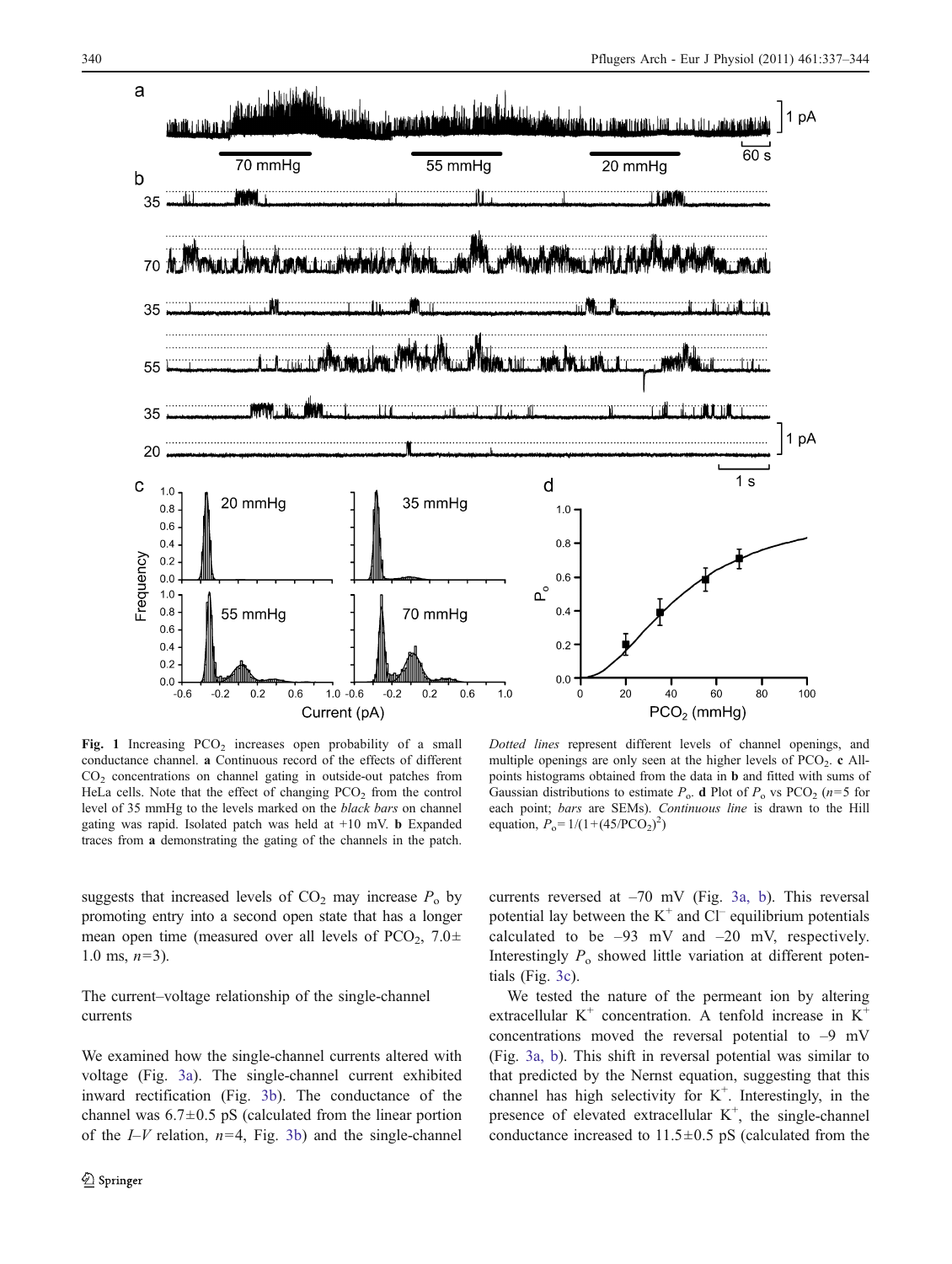**Fig. 1** Increasing $PCO_2$ increases open probability of a small conductance channel. **a** Continuous record of the effects of different $CO_2$ concentrations on channel gating in outside-out patches from HeLa cells. Note that the effect of changing $PCO_2$ from the control level of 35 mmHg to the levels marked on the *black bars* on channel gating was rapid. Isolated patch was held at +10 mV. **b** Expanded traces from **a** demonstrating the gating of the channels in the patch. *Dotted lines* represent different levels of channel openings, and multiple openings are only seen at the higher levels of $PCO_2$. **c** All-points histograms obtained from the data in **b** and fitted with sums of Gaussian distributions to estimate $P_o$. **d** Plot of $P_o$ vs $PCO_2$ ($n$=5 for each point; *bars* are SEMs). *Continuous line* is drawn to the Hill equation, $P_o = 1/(1+(45/PCO_2)^2)$

suggests that increased levels of $CO_2$ may increase $P_o$ by promoting entry into a second open state that has a longer mean open time (measured over all levels of $PCO_2$, 7.0±1.0 ms, $n$=3).

## The current–voltage relationship of the single-channel currents

We examined how the single-channel currents altered with voltage (Fig. 3a). The single-channel current exhibited inward rectification (Fig. 3b). The conductance of the channel was 6.7±0.5 pS (calculated from the linear portion of the *I–V* relation, $n$=4, Fig. 3b) and the single-channel currents reversed at –70 mV (Fig. 3a, b). This reversal potential lay between the $K^+$ and $Cl^-$ equilibrium potentials calculated to be –93 mV and –20 mV, respectively. Interestingly $P_o$ showed little variation at different potentials (Fig. 3c).

We tested the nature of the permeant ion by altering extracellular $K^+$ concentration. A tenfold increase in $K^+$ concentrations moved the reversal potential to –9 mV (Fig. 3a, b). This shift in reversal potential was similar to that predicted by the Nernst equation, suggesting that this channel has high selectivity for $K^+$. Interestingly, in the presence of elevated extracellular $K^+$, the single-channel conductance increased to 11.5±0.5 pS (calculated from the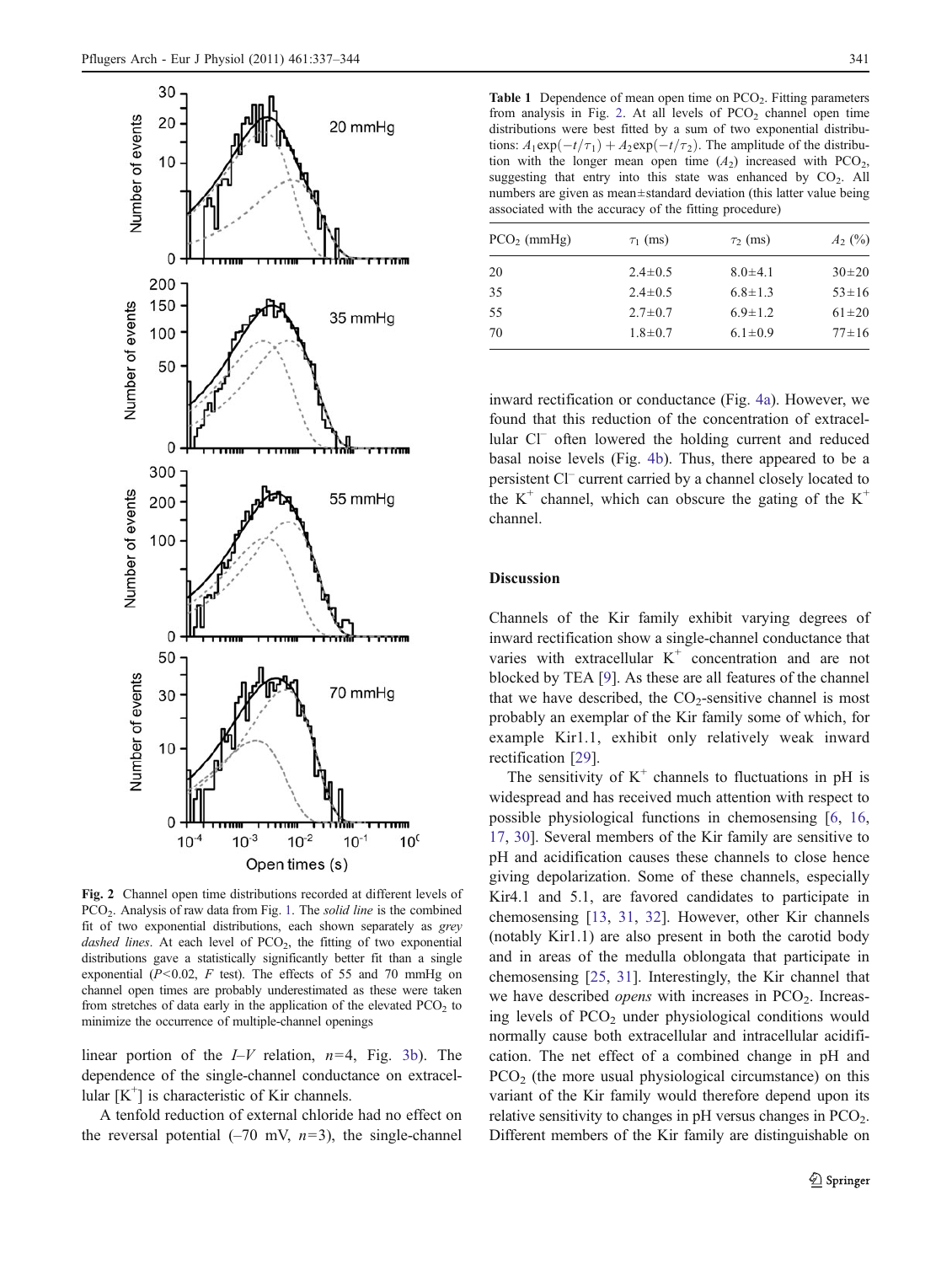Fig. 2 Channel open time distributions recorded at different levels of $PCO_2$. Analysis of raw data from Fig. 1. The *solid line* is the combined fit of two exponential distributions, each shown separately as *grey dashed lines*. At each level of $PCO_2$, the fitting of two exponential distributions gave a statistically significantly better fit than a single exponential ($P<0.02$, *F* test). The effects of 55 and 70 mmHg on channel open times are probably underestimated as these were taken from stretches of data early in the application of the elevated $PCO_2$ to minimize the occurrence of multiple-channel openings

linear portion of the *I–V* relation, $n=4$, Fig. 3b). The dependence of the single-channel conductance on extracellular $[K^+]$ is characteristic of Kir channels.

A tenfold reduction of external chloride had no effect on the reversal potential (–70 mV, $n=3$), the single-channel inward rectification or conductance (Fig. 4a). However, we found that this reduction of the concentration of extracellular $Cl^-$ often lowered the holding current and reduced basal noise levels (Fig. 4b). Thus, there appeared to be a persistent $Cl^-$ current carried by a channel closely located to the $K^+$ channel, which can obscure the gating of the $K^+$ channel.

Table 1 Dependence of mean open time on $PCO_2$. Fitting parameters from analysis in Fig. 2. At all levels of $PCO_2$ channel open time distributions were best fitted by a sum of two exponential distributions: $A_1\exp(-t/\tau_1) + A_2\exp(-t/\tau_2)$. The amplitude of the distribution with the longer mean open time ($A_2$) increased with $PCO_2$, suggesting that entry into this state was enhanced by $CO_2$. All numbers are given as mean±standard deviation (this latter value being associated with the accuracy of the fitting procedure)

| $PCO_2$ (mmHg) | $\tau_1$ (ms) | $\tau_2$ (ms) | $A_2$ (%) |
|---|---|---|---|
| 20 | 2.4±0.5 | 8.0±4.1 | 30±20 |
| 35 | 2.4±0.5 | 6.8±1.3 | 53±16 |
| 55 | 2.7±0.7 | 6.9±1.2 | 61±20 |
| 70 | 1.8±0.7 | 6.1±0.9 | 77±16 |

## Discussion

Channels of the Kir family exhibit varying degrees of inward rectification show a single-channel conductance that varies with extracellular $K^+$ concentration and are not blocked by TEA [9]. As these are all features of the channel that we have described, the $CO_2$-sensitive channel is most probably an exemplar of the Kir family some of which, for example Kir1.1, exhibit only relatively weak inward rectification [29].

The sensitivity of $K^+$ channels to fluctuations in pH is widespread and has received much attention with respect to possible physiological functions in chemosensing [6, 16, 17, 30]. Several members of the Kir family are sensitive to pH and acidification causes these channels to close hence giving depolarization. Some of these channels, especially Kir4.1 and 5.1, are favored candidates to participate in chemosensing [13, 31, 32]. However, other Kir channels (notably Kir1.1) are also present in both the carotid body and in areas of the medulla oblongata that participate in chemosensing [25, 31]. Interestingly, the Kir channel that we have described *opens* with increases in $PCO_2$. Increasing levels of $PCO_2$ under physiological conditions would normally cause both extracellular and intracellular acidification. The net effect of a combined change in pH and $PCO_2$ (the more usual physiological circumstance) on this variant of the Kir family would therefore depend upon its relative sensitivity to changes in pH versus changes in $PCO_2$. Different members of the Kir family are distinguishable on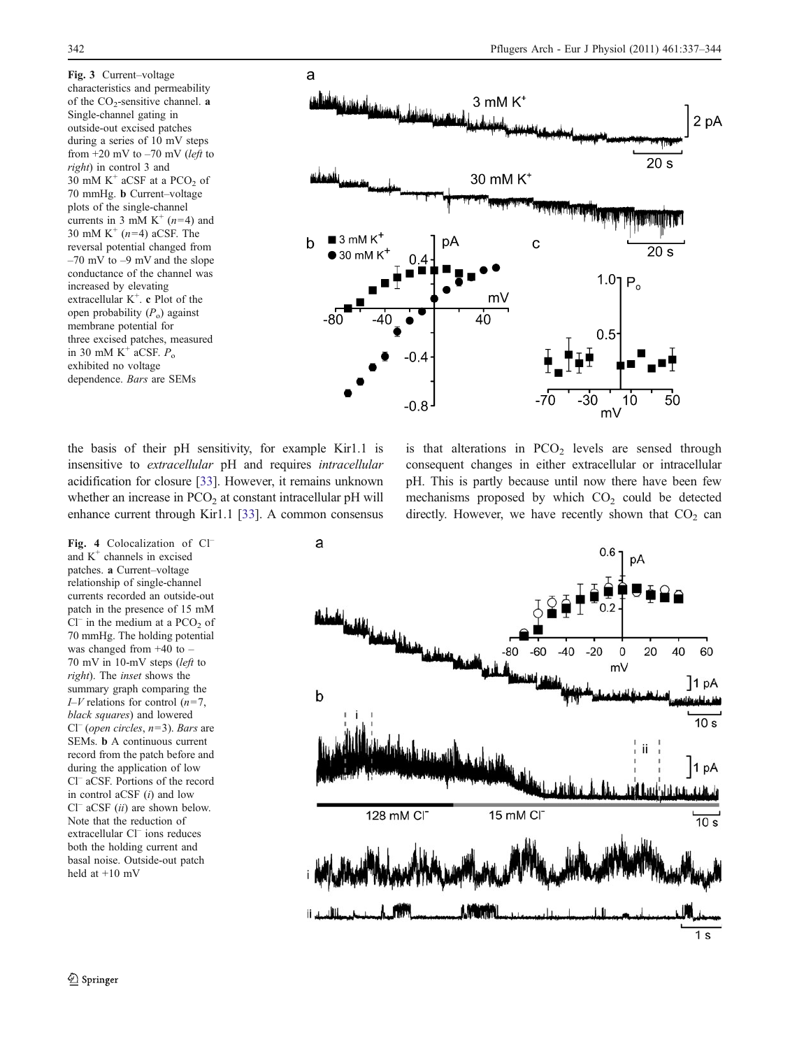Fig. 3 Current–voltage characteristics and permeability of the $CO_2$-sensitive channel. **a** Single-channel gating in outside-out excised patches during a series of 10 mV steps from +20 mV to –70 mV (*left* to *right*) in control 3 and 30 mM $K^+$ aCSF at a $PCO_2$ of 70 mmHg. **b** Current–voltage plots of the single-channel currents in 3 mM $K^+$ ($n$=4) and 30 mM $K^+$ ($n$=4) aCSF. The reversal potential changed from –70 mV to –9 mV and the slope conductance of the channel was increased by elevating extracellular $K^+$. **c** Plot of the open probability ($P_o$) against membrane potential for three excised patches, measured in 30 mM $K^+$ aCSF. $P_o$ exhibited no voltage dependence. *Bars* are SEMs

the basis of their pH sensitivity, for example Kir1.1 is insensitive to *extracellular* pH and requires *intracellular* acidification for closure [33]. However, it remains unknown whether an increase in $PCO_2$ at constant intracellular pH will enhance current through Kir1.1 [33]. A common consensus is that alterations in $PCO_2$ levels are sensed through consequent changes in either extracellular or intracellular pH. This is partly because until now there have been few mechanisms proposed by which $CO_2$ could be detected directly. However, we have recently shown that $CO_2$ can

Fig. 4 Colocalization of $Cl^-$ and $K^+$ channels in excised patches. **a** Current–voltage relationship of single-channel currents recorded an outside-out patch in the presence of 15 mM $Cl^-$ in the medium at a $PCO_2$ of 70 mmHg. The holding potential was changed from +40 to –70 mV in 10-mV steps (*left* to *right*). The *inset* shows the summary graph comparing the *I–V* relations for control ($n$=7, *black squares*) and lowered $Cl^-$ (*open circles*, $n$=3). *Bars* are SEMs. **b** A continuous current record from the patch before and during the application of low $Cl^-$ aCSF. Portions of the record in control aCSF (*i*) and low $Cl^-$ aCSF (*ii*) are shown below. Note that the reduction of extracellular $Cl^-$ ions reduces both the holding current and basal noise. Outside-out patch held at +10 mV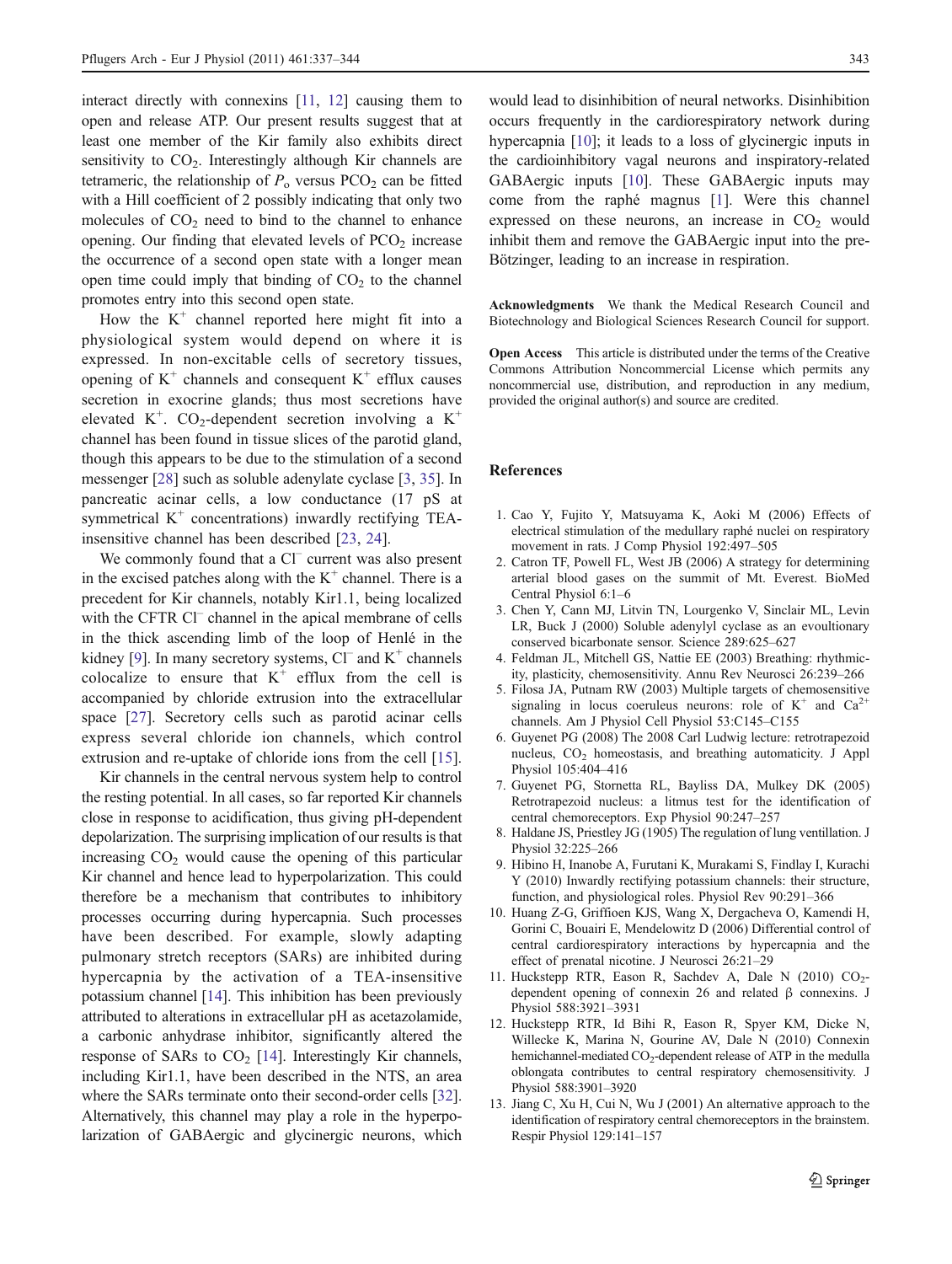interact directly with connexins [11, 12] causing them to open and release ATP. Our present results suggest that at least one member of the Kir family also exhibits direct sensitivity to $CO_2$. Interestingly although Kir channels are tetrameric, the relationship of $P_o$ versus $PCO_2$ can be fitted with a Hill coefficient of 2 possibly indicating that only two molecules of $CO_2$ need to bind to the channel to enhance opening. Our finding that elevated levels of $PCO_2$ increase the occurrence of a second open state with a longer mean open time could imply that binding of $CO_2$ to the channel promotes entry into this second open state.

How the $K^+$ channel reported here might fit into a physiological system would depend on where it is expressed. In non-excitable cells of secretory tissues, opening of $K^+$ channels and consequent $K^+$ efflux causes secretion in exocrine glands; thus most secretions have elevated $K^+$. $CO_2$-dependent secretion involving a $K^+$ channel has been found in tissue slices of the parotid gland, though this appears to be due to the stimulation of a second messenger [28] such as soluble adenylate cyclase [3, 35]. In pancreatic acinar cells, a low conductance (17 pS at symmetrical $K^+$ concentrations) inwardly rectifying TEA-insensitive channel has been described [23, 24].

We commonly found that a $Cl^-$ current was also present in the excised patches along with the $K^+$ channel. There is a precedent for Kir channels, notably Kir1.1, being localized with the CFTR $Cl^-$ channel in the apical membrane of cells in the thick ascending limb of the loop of Henlé in the kidney [9]. In many secretory systems, $Cl^-$ and $K^+$ channels colocalize to ensure that $K^+$ efflux from the cell is accompanied by chloride extrusion into the extracellular space [27]. Secretory cells such as parotid acinar cells express several chloride ion channels, which control extrusion and re-uptake of chloride ions from the cell [15].

Kir channels in the central nervous system help to control the resting potential. In all cases, so far reported Kir channels close in response to acidification, thus giving pH-dependent depolarization. The surprising implication of our results is that increasing $CO_2$ would cause the opening of this particular Kir channel and hence lead to hyperpolarization. This could therefore be a mechanism that contributes to inhibitory processes occurring during hypercapnia. Such processes have been described. For example, slowly adapting pulmonary stretch receptors (SARs) are inhibited during hypercapnia by the activation of a TEA-insensitive potassium channel [14]. This inhibition has been previously attributed to alterations in extracellular pH as acetazolamide, a carbonic anhydrase inhibitor, significantly altered the response of SARs to $CO_2$ [14]. Interestingly Kir channels, including Kir1.1, have been described in the NTS, an area where the SARs terminate onto their second-order cells [32]. Alternatively, this channel may play a role in the hyperpolarization of GABAergic and glycinergic neurons, which would lead to disinhibition of neural networks. Disinhibition occurs frequently in the cardiorespiratory network during hypercapnia [10]; it leads to a loss of glycinergic inputs in the cardioinhibitory vagal neurons and inspiratory-related GABAergic inputs [10]. These GABAergic inputs may come from the raphé magnus [1]. Were this channel expressed on these neurons, an increase in $CO_2$ would inhibit them and remove the GABAergic input into the pre-Bötzinger, leading to an increase in respiration.

**Acknowledgments** We thank the Medical Research Council and Biotechnology and Biological Sciences Research Council for support.

**Open Access** This article is distributed under the terms of the Creative Commons Attribution Noncommercial License which permits any noncommercial use, distribution, and reproduction in any medium, provided the original author(s) and source are credited.

## References

1. Cao Y, Fujito Y, Matsuyama K, Aoki M (2006) Effects of electrical stimulation of the medullary raphé nuclei on respiratory movement in rats. J Comp Physiol 192:497–505
2. Catron TF, Powell FL, West JB (2006) A strategy for determining arterial blood gases on the summit of Mt. Everest. BioMed Central Physiol 6:1–6
3. Chen Y, Cann MJ, Litvin TN, Lourgenko V, Sinclair ML, Levin LR, Buck J (2000) Soluble adenylyl cyclase as an evoultionary conserved bicarbonate sensor. Science 289:625–627
4. Feldman JL, Mitchell GS, Nattie EE (2003) Breathing: rhythmicity, plasticity, chemosensitivity. Annu Rev Neurosci 26:239–266
5. Filosa JA, Putnam RW (2003) Multiple targets of chemosensitive signaling in locus coeruleus neurons: role of $K^+$ and $Ca^{2+}$ channels. Am J Physiol Cell Physiol 53:C145–C155
6. Guyenet PG (2008) The 2008 Carl Ludwig lecture: retrotrapezoid nucleus, $CO_2$ homeostasis, and breathing automaticity. J Appl Physiol 105:404–416
7. Guyenet PG, Stornetta RL, Bayliss DA, Mulkey DK (2005) Retrotrapezoid nucleus: a litmus test for the identification of central chemoreceptors. Exp Physiol 90:247–257
8. Haldane JS, Priestley JG (1905) The regulation of lung ventillation. J Physiol 32:225–266
9. Hibino H, Inanobe A, Furutani K, Murakami S, Findlay I, Kurachi Y (2010) Inwardly rectifying potassium channels: their structure, function, and physiological roles. Physiol Rev 90:291–366
10. Huang Z-G, Griffioen KJS, Wang X, Dergacheva O, Kamendi H, Gorini C, Bouairi E, Mendelowitz D (2006) Differential control of central cardiorespiratory interactions by hypercapnia and the effect of prenatal nicotine. J Neurosci 26:21–29
11. Huckstepp RTR, Eason R, Sachdev A, Dale N (2010) $CO_2$-dependent opening of connexin 26 and related β connexins. J Physiol 588:3921–3931
12. Huckstepp RTR, Id Bihi R, Eason R, Spyer KM, Dicke N, Willecke K, Marina N, Gourine AV, Dale N (2010) Connexin hemichannel-mediated $CO_2$-dependent release of ATP in the medulla oblongata contributes to central respiratory chemosensitivity. J Physiol 588:3901–3920
13. Jiang C, Xu H, Cui N, Wu J (2001) An alternative approach to the identification of respiratory central chemoreceptors in the brainstem. Respir Physiol 129:141–157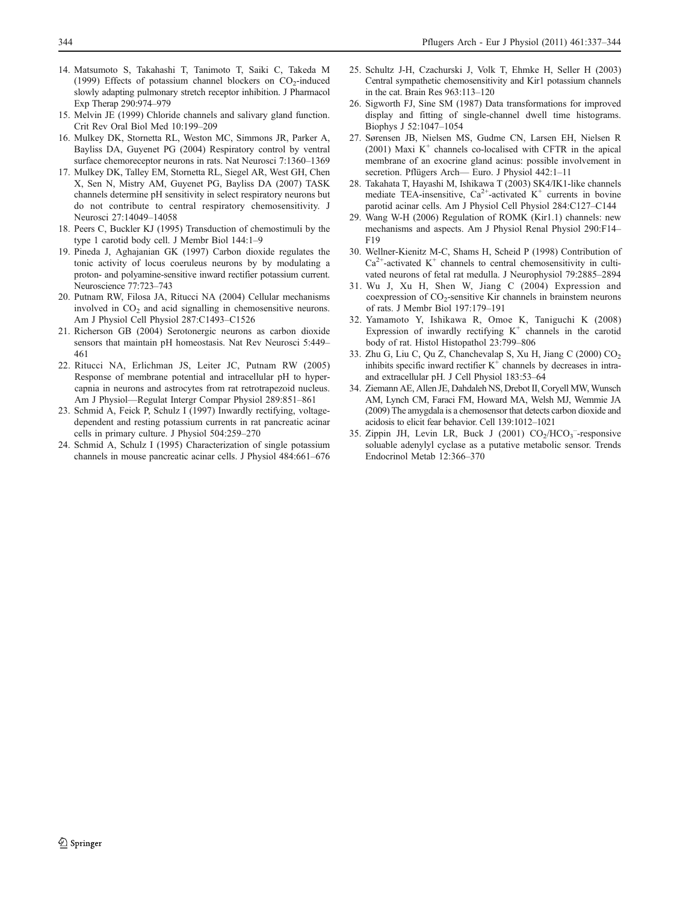14. Matsumoto S, Takahashi T, Tanimoto T, Saiki C, Takeda M (1999) Effects of potassium channel blockers on $CO_2$-induced slowly adapting pulmonary stretch receptor inhibition. J Pharmacol Exp Therap 290:974–979
15. Melvin JE (1999) Chloride channels and salivary gland function. Crit Rev Oral Biol Med 10:199–209
16. Mulkey DK, Stornetta RL, Weston MC, Simmons JR, Parker A, Bayliss DA, Guyenet PG (2004) Respiratory control by ventral surface chemoreceptor neurons in rats. Nat Neurosci 7:1360–1369
17. Mulkey DK, Talley EM, Stornetta RL, Siegel AR, West GH, Chen X, Sen N, Mistry AM, Guyenet PG, Bayliss DA (2007) TASK channels determine pH sensitivity in select respiratory neurons but do not contribute to central respiratory chemosensitivity. J Neurosci 27:14049–14058
18. Peers C, Buckler KJ (1995) Transduction of chemostimuli by the type 1 carotid body cell. J Membr Biol 144:1–9
19. Pineda J, Aghajanian GK (1997) Carbon dioxide regulates the tonic activity of locus coeruleus neurons by by modulating a proton- and polyamine-sensitive inward rectifier potassium current. Neuroscience 77:723–743
20. Putnam RW, Filosa JA, Ritucci NA (2004) Cellular mechanisms involved in $CO_2$ and acid signalling in chemosensitive neurons. Am J Physiol Cell Physiol 287:C1493–C1526
21. Richerson GB (2004) Serotonergic neurons as carbon dioxide sensors that maintain pH homeostasis. Nat Rev Neurosci 5:449–461
22. Ritucci NA, Erlichman JS, Leiter JC, Putnam RW (2005) Response of membrane potential and intracellular pH to hypercapnia in neurons and astrocytes from rat retrotrapezoid nucleus. Am J Physiol—Regulat Intergr Compar Physiol 289:851–861
23. Schmid A, Feick P, Schulz I (1997) Inwardly rectifying, voltage-dependent and resting potassium currents in rat pancreatic acinar cells in primary culture. J Physiol 504:259–270
24. Schmid A, Schulz I (1995) Characterization of single potassium channels in mouse pancreatic acinar cells. J Physiol 484:661–676
25. Schultz J-H, Czachurski J, Volk T, Ehmke H, Seller H (2003) Central sympathetic chemosensitivity and Kir1 potassium channels in the cat. Brain Res 963:113–120
26. Sigworth FJ, Sine SM (1987) Data transformations for improved display and fitting of single-channel dwell time histograms. Biophys J 52:1047–1054
27. Sørensen JB, Nielsen MS, Gudme CN, Larsen EH, Nielsen R (2001) Maxi $K^+$ channels co-localised with CFTR in the apical membrane of an exocrine gland acinus: possible involvement in secretion. Pflügers Arch— Euro. J Physiol 442:1–11
28. Takahata T, Hayashi M, Ishikawa T (2003) SK4/IK1-like channels mediate TEA-insensitive, $Ca^{2+}$-activated $K^+$ currents in bovine parotid acinar cells. Am J Physiol Cell Physiol 284:C127–C144
29. Wang W-H (2006) Regulation of ROMK (Kir1.1) channels: new mechanisms and aspects. Am J Physiol Renal Physiol 290:F14–F19
30. Wellner-Kienitz M-C, Shams H, Scheid P (1998) Contribution of $Ca^{2+}$-activated $K^+$ channels to central chemosensitivity in cultivated neurons of fetal rat medulla. J Neurophysiol 79:2885–2894
31. Wu J, Xu H, Shen W, Jiang C (2004) Expression and coexpression of $CO_2$-sensitive Kir channels in brainstem neurons of rats. J Membr Biol 197:179–191
32. Yamamoto Y, Ishikawa R, Omoe K, Taniguchi K (2008) Expression of inwardly rectifying $K^+$ channels in the carotid body of rat. Histol Histopathol 23:799–806
33. Zhu G, Liu C, Qu Z, Chanchevalap S, Xu H, Jiang C (2000) $CO_2$ inhibits specific inward rectifier $K^+$ channels by decreases in intra- and extracellular pH. J Cell Physiol 183:53–64
34. Ziemann AE, Allen JE, Dahdaleh NS, Drebot II, Coryell MW, Wunsch AM, Lynch CM, Faraci FM, Howard MA, Welsh MJ, Wemmie JA (2009) The amygdala is a chemosensor that detects carbon dioxide and acidosis to elicit fear behavior. Cell 139:1012–1021
35. Zippin JH, Levin LR, Buck J (2001) $CO_2/HCO_3^-$-responsive soluable adenylyl cyclase as a putative metabolic sensor. Trends Endocrinol Metab 12:366–370